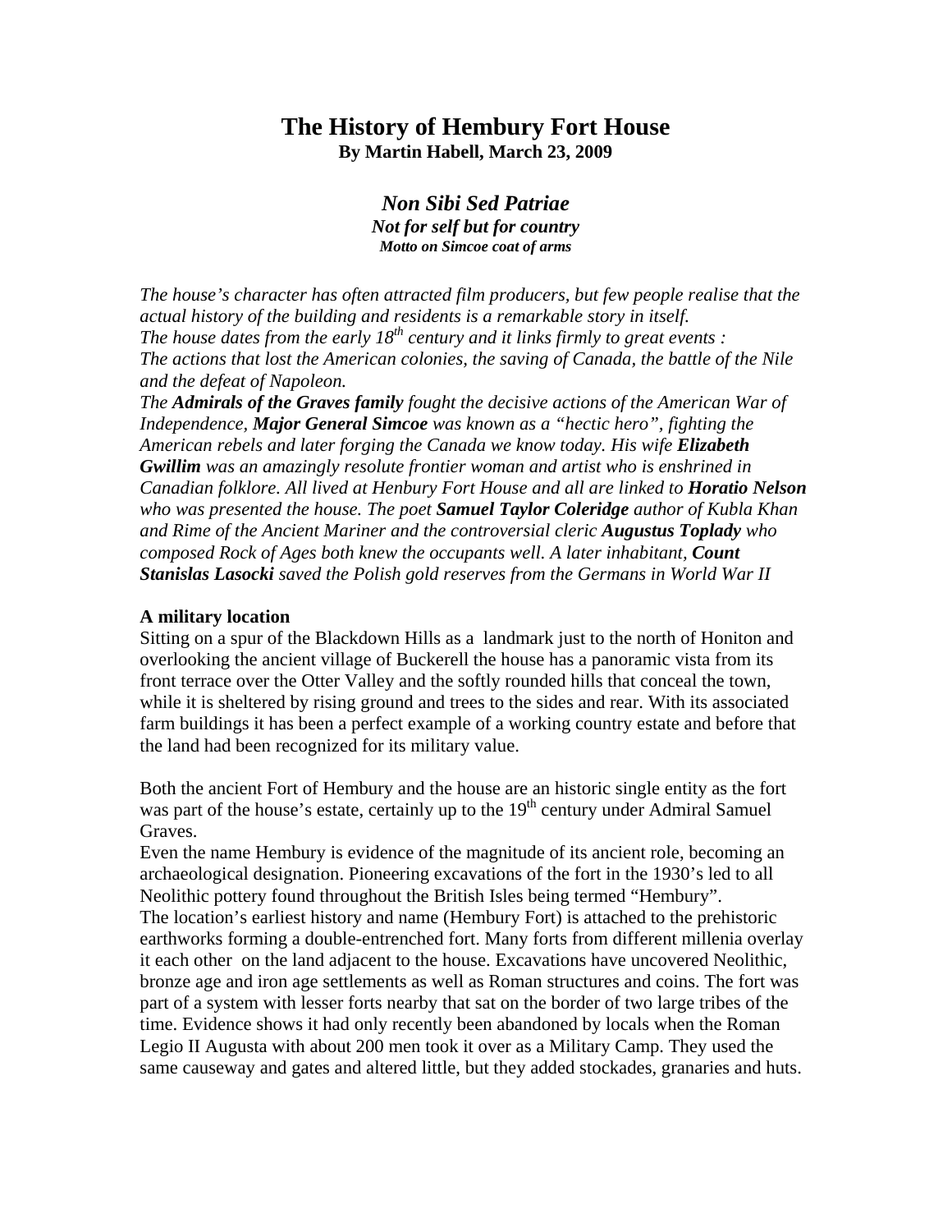# The History of Hembury Fort House

**By Martin Habell, March 23, 2009**

***Non Sibi Sed Patriae***

***Not for self but for country***

***Motto on Simcoe coat of arms***

*The house's character has often attracted film producers, but few people realise that the actual history of the building and residents is a remarkable story in itself.*
*The house dates from the early 18th century and it links firmly to great events :*
*The actions that lost the American colonies, the saving of Canada, the battle of the Nile and the defeat of Napoleon.*
*The **Admirals of the Graves family** fought the decisive actions of the American War of Independence, **Major General Simcoe** was known as a "hectic hero", fighting the American rebels and later forging the Canada we know today. His wife **Elizabeth Gwillim** was an amazingly resolute frontier woman and artist who is enshrined in Canadian folklore. All lived at Henbury Fort House and all are linked to **Horatio Nelson** who was presented the house. The poet **Samuel Taylor Coleridge** author of Kubla Khan and Rime of the Ancient Mariner and the controversial cleric **Augustus Toplady** who composed Rock of Ages both knew the occupants well. A later inhabitant, **Count Stanislas Lasocki** saved the Polish gold reserves from the Germans in World War II*

**A military location**

Sitting on a spur of the Blackdown Hills as a landmark just to the north of Honiton and overlooking the ancient village of Buckerell the house has a panoramic vista from its front terrace over the Otter Valley and the softly rounded hills that conceal the town, while it is sheltered by rising ground and trees to the sides and rear. With its associated farm buildings it has been a perfect example of a working country estate and before that the land had been recognized for its military value.

Both the ancient Fort of Hembury and the house are an historic single entity as the fort was part of the house's estate, certainly up to the 19th century under Admiral Samuel Graves.

Even the name Hembury is evidence of the magnitude of its ancient role, becoming an archaeological designation. Pioneering excavations of the fort in the 1930's led to all Neolithic pottery found throughout the British Isles being termed "Hembury".

The location's earliest history and name (Hembury Fort) is attached to the prehistoric earthworks forming a double-entrenched fort. Many forts from different millenia overlay it each other on the land adjacent to the house. Excavations have uncovered Neolithic, bronze age and iron age settlements as well as Roman structures and coins. The fort was part of a system with lesser forts nearby that sat on the border of two large tribes of the time. Evidence shows it had only recently been abandoned by locals when the Roman Legio II Augusta with about 200 men took it over as a Military Camp. They used the same causeway and gates and altered little, but they added stockades, granaries and huts.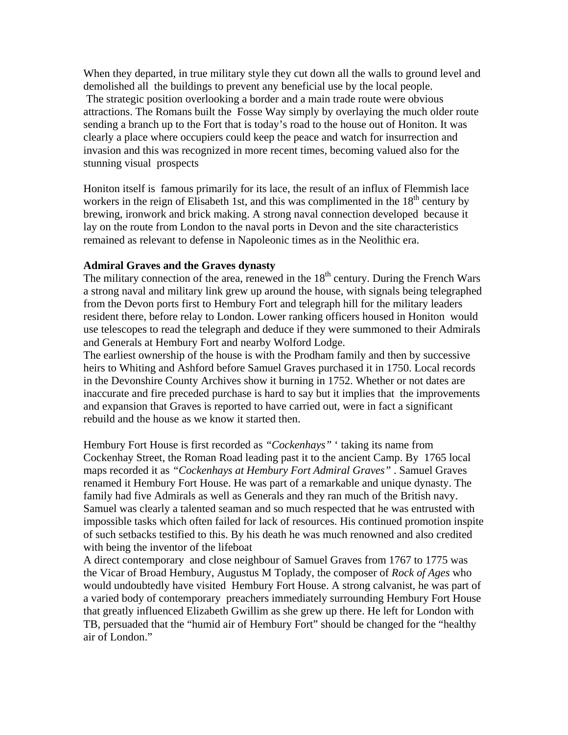When they departed, in true military style they cut down all the walls to ground level and demolished all the buildings to prevent any beneficial use by the local people.
The strategic position overlooking a border and a main trade route were obvious attractions. The Romans built the Fosse Way simply by overlaying the much older route sending a branch up to the Fort that is today's road to the house out of Honiton. It was clearly a place where occupiers could keep the peace and watch for insurrection and invasion and this was recognized in more recent times, becoming valued also for the stunning visual prospects

Honiton itself is famous primarily for its lace, the result of an influx of Flemmish lace workers in the reign of Elisabeth 1st, and this was complimented in the 18th century by brewing, ironwork and brick making. A strong naval connection developed because it lay on the route from London to the naval ports in Devon and the site characteristics remained as relevant to defense in Napoleonic times as in the Neolithic era.

**Admiral Graves and the Graves dynasty**

The military connection of the area, renewed in the 18th century. During the French Wars a strong naval and military link grew up around the house, with signals being telegraphed from the Devon ports first to Hembury Fort and telegraph hill for the military leaders resident there, before relay to London. Lower ranking officers housed in Honiton would use telescopes to read the telegraph and deduce if they were summoned to their Admirals and Generals at Hembury Fort and nearby Wolford Lodge.
The earliest ownership of the house is with the Prodham family and then by successive heirs to Whiting and Ashford before Samuel Graves purchased it in 1750. Local records in the Devonshire County Archives show it burning in 1752. Whether or not dates are inaccurate and fire preceded purchase is hard to say but it implies that the improvements and expansion that Graves is reported to have carried out, were in fact a significant rebuild and the house as we know it started then.

Hembury Fort House is first recorded as *"Cockenhays"* ' taking its name from Cockenhay Street, the Roman Road leading past it to the ancient Camp. By 1765 local maps recorded it as *"Cockenhays at Hembury Fort Admiral Graves"* . Samuel Graves renamed it Hembury Fort House. He was part of a remarkable and unique dynasty. The family had five Admirals as well as Generals and they ran much of the British navy. Samuel was clearly a talented seaman and so much respected that he was entrusted with impossible tasks which often failed for lack of resources. His continued promotion inspite of such setbacks testified to this. By his death he was much renowned and also credited with being the inventor of the lifeboat
A direct contemporary and close neighbour of Samuel Graves from 1767 to 1775 was the Vicar of Broad Hembury, Augustus M Toplady, the composer of *Rock of Ages* who would undoubtedly have visited Hembury Fort House. A strong calvanist, he was part of a varied body of contemporary preachers immediately surrounding Hembury Fort House that greatly influenced Elizabeth Gwillim as she grew up there. He left for London with TB, persuaded that the "humid air of Hembury Fort" should be changed for the "healthy air of London."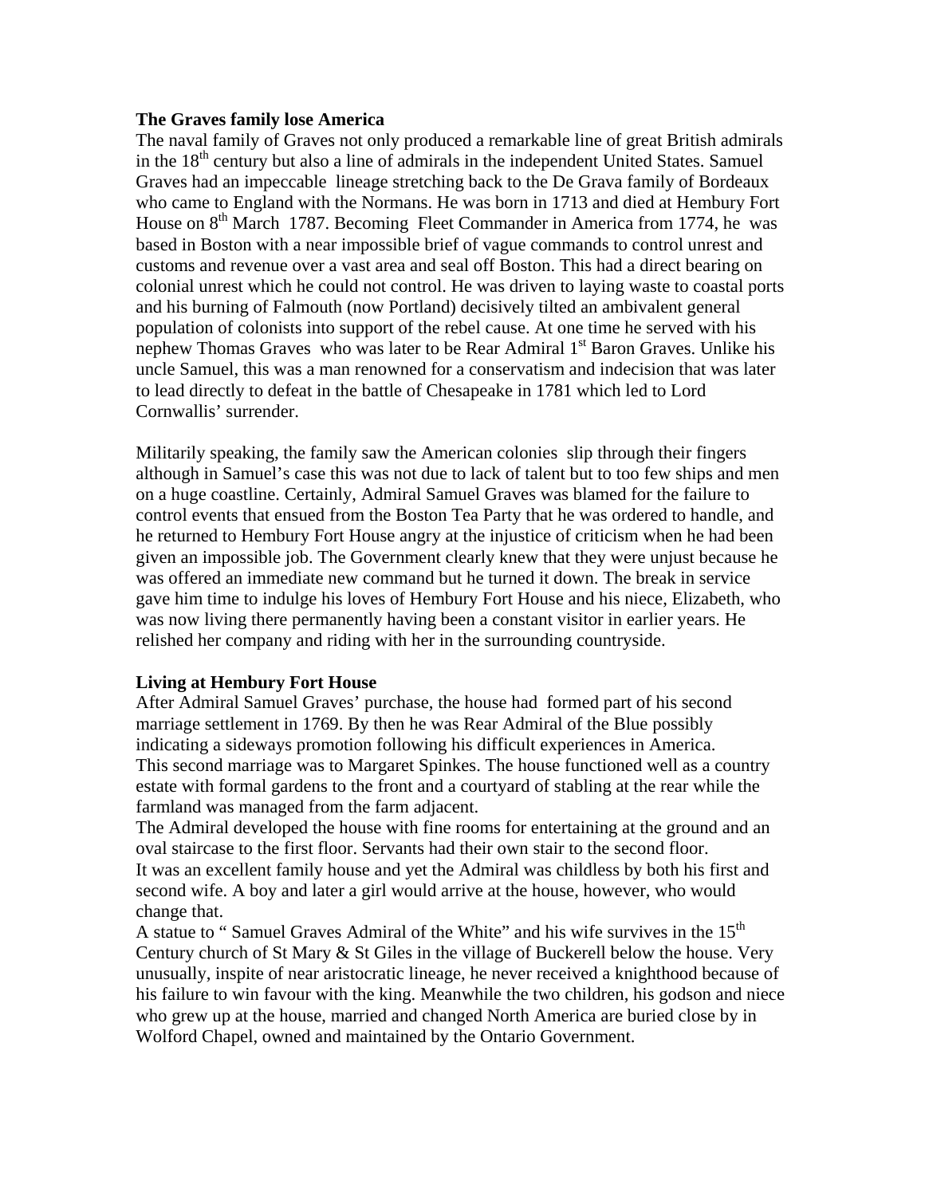**The Graves family lose America**

The naval family of Graves not only produced a remarkable line of great British admirals in the 18th century but also a line of admirals in the independent United States. Samuel Graves had an impeccable lineage stretching back to the De Grava family of Bordeaux who came to England with the Normans. He was born in 1713 and died at Hembury Fort House on 8th March 1787. Becoming Fleet Commander in America from 1774, he was based in Boston with a near impossible brief of vague commands to control unrest and customs and revenue over a vast area and seal off Boston. This had a direct bearing on colonial unrest which he could not control. He was driven to laying waste to coastal ports and his burning of Falmouth (now Portland) decisively tilted an ambivalent general population of colonists into support of the rebel cause. At one time he served with his nephew Thomas Graves who was later to be Rear Admiral 1st Baron Graves. Unlike his uncle Samuel, this was a man renowned for a conservatism and indecision that was later to lead directly to defeat in the battle of Chesapeake in 1781 which led to Lord Cornwallis' surrender.

Militarily speaking, the family saw the American colonies slip through their fingers although in Samuel's case this was not due to lack of talent but to too few ships and men on a huge coastline. Certainly, Admiral Samuel Graves was blamed for the failure to control events that ensued from the Boston Tea Party that he was ordered to handle, and he returned to Hembury Fort House angry at the injustice of criticism when he had been given an impossible job. The Government clearly knew that they were unjust because he was offered an immediate new command but he turned it down. The break in service gave him time to indulge his loves of Hembury Fort House and his niece, Elizabeth, who was now living there permanently having been a constant visitor in earlier years. He relished her company and riding with her in the surrounding countryside.

**Living at Hembury Fort House**

After Admiral Samuel Graves' purchase, the house had formed part of his second marriage settlement in 1769. By then he was Rear Admiral of the Blue possibly indicating a sideways promotion following his difficult experiences in America.
This second marriage was to Margaret Spinkes. The house functioned well as a country estate with formal gardens to the front and a courtyard of stabling at the rear while the farmland was managed from the farm adjacent.
The Admiral developed the house with fine rooms for entertaining at the ground and an oval staircase to the first floor. Servants had their own stair to the second floor.
It was an excellent family house and yet the Admiral was childless by both his first and second wife. A boy and later a girl would arrive at the house, however, who would change that.
A statue to " Samuel Graves Admiral of the White" and his wife survives in the 15th Century church of St Mary & St Giles in the village of Buckerell below the house. Very unusually, inspite of near aristocratic lineage, he never received a knighthood because of his failure to win favour with the king. Meanwhile the two children, his godson and niece who grew up at the house, married and changed North America are buried close by in Wolford Chapel, owned and maintained by the Ontario Government.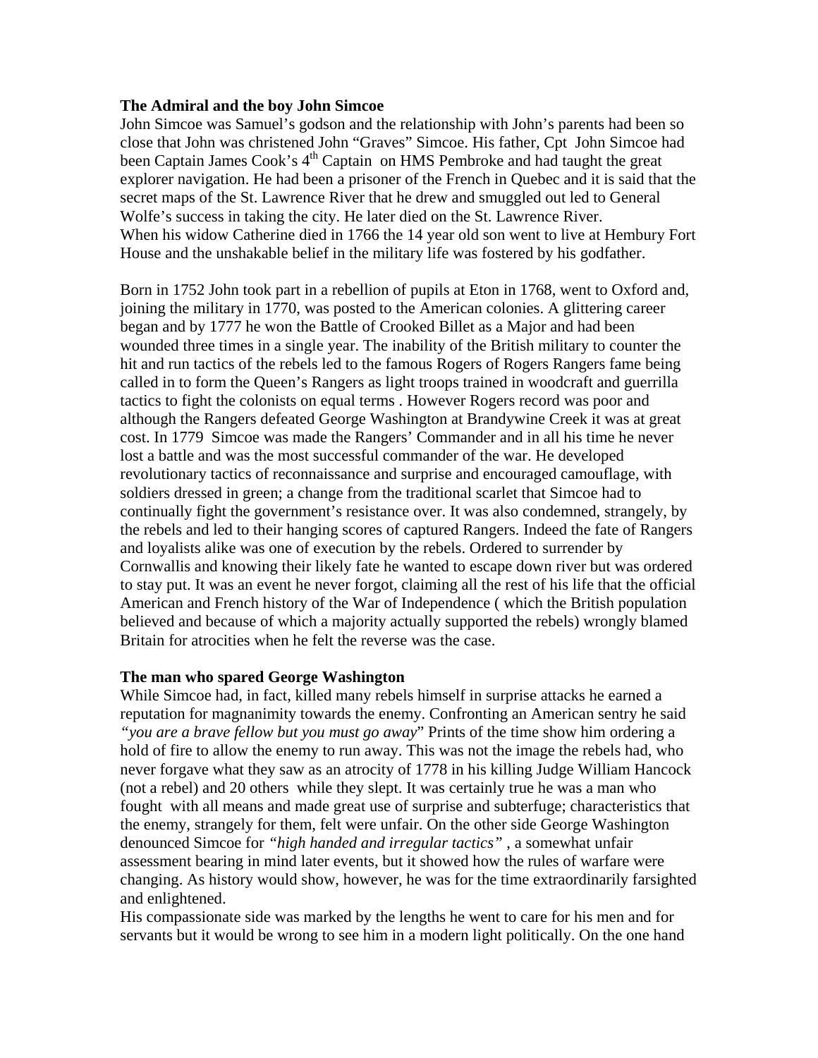**The Admiral and the boy John Simcoe**

John Simcoe was Samuel's godson and the relationship with John's parents had been so close that John was christened John "Graves" Simcoe. His father, Cpt John Simcoe had been Captain James Cook's 4th Captain on HMS Pembroke and had taught the great explorer navigation. He had been a prisoner of the French in Quebec and it is said that the secret maps of the St. Lawrence River that he drew and smuggled out led to General Wolfe's success in taking the city. He later died on the St. Lawrence River.

When his widow Catherine died in 1766 the 14 year old son went to live at Hembury Fort House and the unshakable belief in the military life was fostered by his godfather.

Born in 1752 John took part in a rebellion of pupils at Eton in 1768, went to Oxford and, joining the military in 1770, was posted to the American colonies. A glittering career began and by 1777 he won the Battle of Crooked Billet as a Major and had been wounded three times in a single year. The inability of the British military to counter the hit and run tactics of the rebels led to the famous Rogers of Rogers Rangers fame being called in to form the Queen's Rangers as light troops trained in woodcraft and guerrilla tactics to fight the colonists on equal terms . However Rogers record was poor and although the Rangers defeated George Washington at Brandywine Creek it was at great cost. In 1779 Simcoe was made the Rangers' Commander and in all his time he never lost a battle and was the most successful commander of the war. He developed revolutionary tactics of reconnaissance and surprise and encouraged camouflage, with soldiers dressed in green; a change from the traditional scarlet that Simcoe had to continually fight the government's resistance over. It was also condemned, strangely, by the rebels and led to their hanging scores of captured Rangers. Indeed the fate of Rangers and loyalists alike was one of execution by the rebels. Ordered to surrender by Cornwallis and knowing their likely fate he wanted to escape down river but was ordered to stay put. It was an event he never forgot, claiming all the rest of his life that the official American and French history of the War of Independence ( which the British population believed and because of which a majority actually supported the rebels) wrongly blamed Britain for atrocities when he felt the reverse was the case.

**The man who spared George Washington**

While Simcoe had, in fact, killed many rebels himself in surprise attacks he earned a reputation for magnanimity towards the enemy. Confronting an American sentry he said *"you are a brave fellow but you must go away*" Prints of the time show him ordering a hold of fire to allow the enemy to run away. This was not the image the rebels had, who never forgave what they saw as an atrocity of 1778 in his killing Judge William Hancock (not a rebel) and 20 others while they slept. It was certainly true he was a man who fought with all means and made great use of surprise and subterfuge; characteristics that the enemy, strangely for them, felt were unfair. On the other side George Washington denounced Simcoe for *"high handed and irregular tactics"* , a somewhat unfair assessment bearing in mind later events, but it showed how the rules of warfare were changing. As history would show, however, he was for the time extraordinarily farsighted and enlightened.

His compassionate side was marked by the lengths he went to care for his men and for servants but it would be wrong to see him in a modern light politically. On the one hand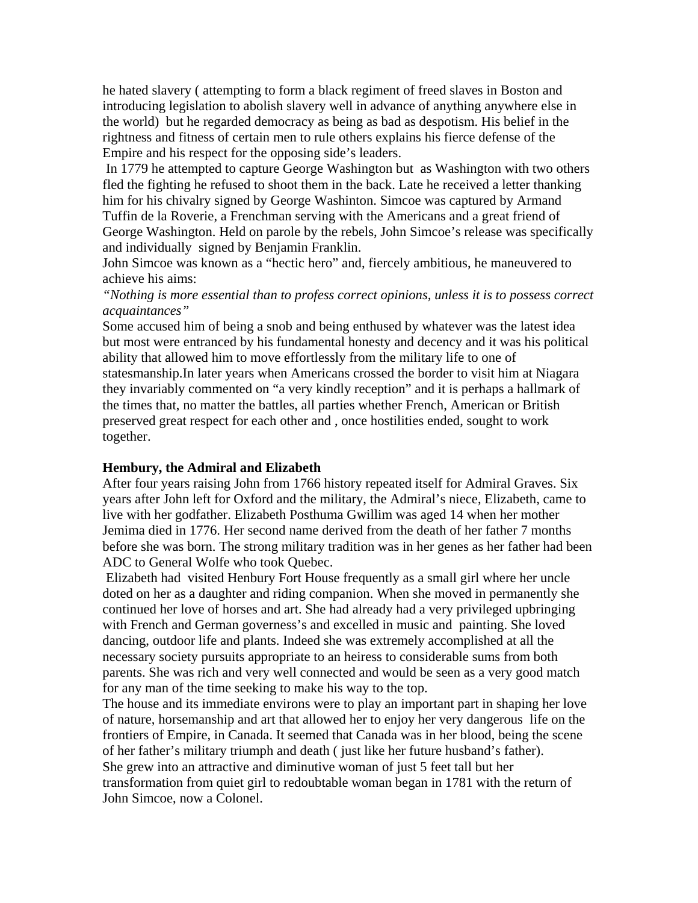he hated slavery ( attempting to form a black regiment of freed slaves in Boston and introducing legislation to abolish slavery well in advance of anything anywhere else in the world) but he regarded democracy as being as bad as despotism. His belief in the rightness and fitness of certain men to rule others explains his fierce defense of the Empire and his respect for the opposing side's leaders.

In 1779 he attempted to capture George Washington but as Washington with two others fled the fighting he refused to shoot them in the back. Late he received a letter thanking him for his chivalry signed by George Washinton. Simcoe was captured by Armand Tuffin de la Roverie, a Frenchman serving with the Americans and a great friend of George Washington. Held on parole by the rebels, John Simcoe's release was specifically and individually signed by Benjamin Franklin.

John Simcoe was known as a "hectic hero" and, fiercely ambitious, he maneuvered to achieve his aims:

*"Nothing is more essential than to profess correct opinions, unless it is to possess correct acquaintances"*

Some accused him of being a snob and being enthused by whatever was the latest idea but most were entranced by his fundamental honesty and decency and it was his political ability that allowed him to move effortlessly from the military life to one of statesmanship.In later years when Americans crossed the border to visit him at Niagara they invariably commented on "a very kindly reception" and it is perhaps a hallmark of the times that, no matter the battles, all parties whether French, American or British preserved great respect for each other and , once hostilities ended, sought to work together.

**Hembury, the Admiral and Elizabeth**

After four years raising John from 1766 history repeated itself for Admiral Graves. Six years after John left for Oxford and the military, the Admiral's niece, Elizabeth, came to live with her godfather. Elizabeth Posthuma Gwillim was aged 14 when her mother Jemima died in 1776. Her second name derived from the death of her father 7 months before she was born. The strong military tradition was in her genes as her father had been ADC to General Wolfe who took Quebec.

Elizabeth had visited Henbury Fort House frequently as a small girl where her uncle doted on her as a daughter and riding companion. When she moved in permanently she continued her love of horses and art. She had already had a very privileged upbringing with French and German governess's and excelled in music and painting. She loved dancing, outdoor life and plants. Indeed she was extremely accomplished at all the necessary society pursuits appropriate to an heiress to considerable sums from both parents. She was rich and very well connected and would be seen as a very good match for any man of the time seeking to make his way to the top.

The house and its immediate environs were to play an important part in shaping her love of nature, horsemanship and art that allowed her to enjoy her very dangerous life on the frontiers of Empire, in Canada. It seemed that Canada was in her blood, being the scene of her father's military triumph and death ( just like her future husband's father).

She grew into an attractive and diminutive woman of just 5 feet tall but her transformation from quiet girl to redoubtable woman began in 1781 with the return of John Simcoe, now a Colonel.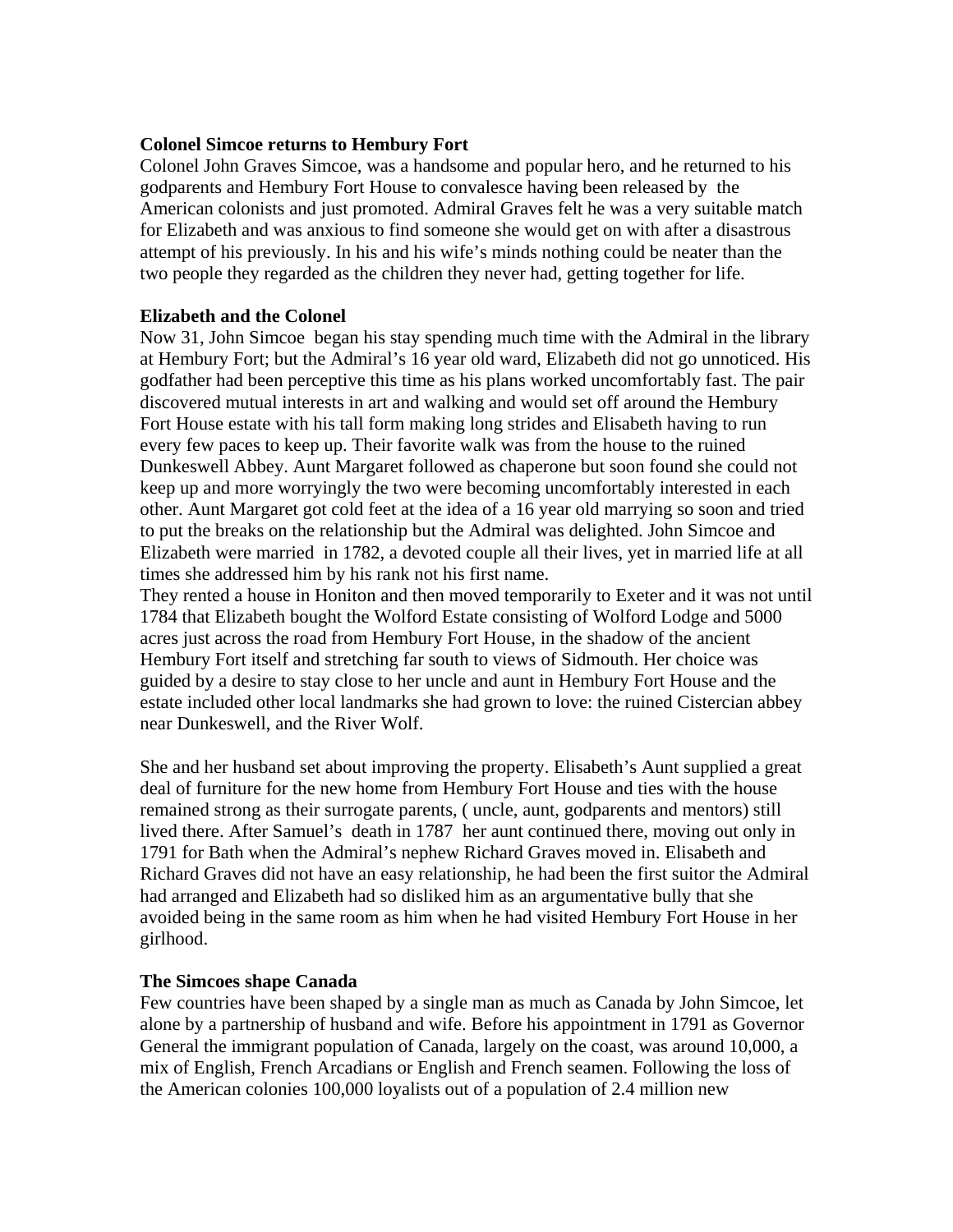**Colonel Simcoe returns to Hembury Fort**

Colonel John Graves Simcoe, was a handsome and popular hero, and he returned to his godparents and Hembury Fort House to convalesce having been released by the American colonists and just promoted. Admiral Graves felt he was a very suitable match for Elizabeth and was anxious to find someone she would get on with after a disastrous attempt of his previously. In his and his wife's minds nothing could be neater than the two people they regarded as the children they never had, getting together for life.

**Elizabeth and the Colonel**

Now 31, John Simcoe began his stay spending much time with the Admiral in the library at Hembury Fort; but the Admiral's 16 year old ward, Elizabeth did not go unnoticed. His godfather had been perceptive this time as his plans worked uncomfortably fast. The pair discovered mutual interests in art and walking and would set off around the Hembury Fort House estate with his tall form making long strides and Elisabeth having to run every few paces to keep up. Their favorite walk was from the house to the ruined Dunkeswell Abbey. Aunt Margaret followed as chaperone but soon found she could not keep up and more worryingly the two were becoming uncomfortably interested in each other. Aunt Margaret got cold feet at the idea of a 16 year old marrying so soon and tried to put the breaks on the relationship but the Admiral was delighted. John Simcoe and Elizabeth were married in 1782, a devoted couple all their lives, yet in married life at all times she addressed him by his rank not his first name.

They rented a house in Honiton and then moved temporarily to Exeter and it was not until 1784 that Elizabeth bought the Wolford Estate consisting of Wolford Lodge and 5000 acres just across the road from Hembury Fort House, in the shadow of the ancient Hembury Fort itself and stretching far south to views of Sidmouth. Her choice was guided by a desire to stay close to her uncle and aunt in Hembury Fort House and the estate included other local landmarks she had grown to love: the ruined Cistercian abbey near Dunkeswell, and the River Wolf.

She and her husband set about improving the property. Elisabeth's Aunt supplied a great deal of furniture for the new home from Hembury Fort House and ties with the house remained strong as their surrogate parents, ( uncle, aunt, godparents and mentors) still lived there. After Samuel's death in 1787 her aunt continued there, moving out only in 1791 for Bath when the Admiral's nephew Richard Graves moved in. Elisabeth and Richard Graves did not have an easy relationship, he had been the first suitor the Admiral had arranged and Elizabeth had so disliked him as an argumentative bully that she avoided being in the same room as him when he had visited Hembury Fort House in her girlhood.

**The Simcoes shape Canada**

Few countries have been shaped by a single man as much as Canada by John Simcoe, let alone by a partnership of husband and wife. Before his appointment in 1791 as Governor General the immigrant population of Canada, largely on the coast, was around 10,000, a mix of English, French Arcadians or English and French seamen. Following the loss of the American colonies 100,000 loyalists out of a population of 2.4 million new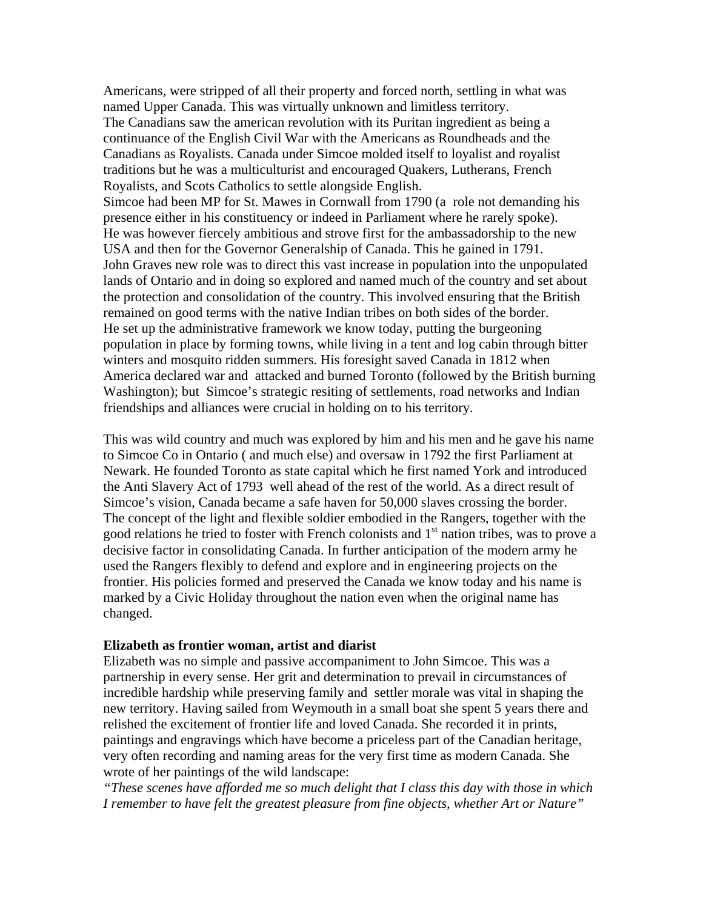Americans, were stripped of all their property and forced north, settling in what was named Upper Canada. This was virtually unknown and limitless territory.
The Canadians saw the american revolution with its Puritan ingredient as being a continuance of the English Civil War with the Americans as Roundheads and the Canadians as Royalists. Canada under Simcoe molded itself to loyalist and royalist traditions but he was a multiculturist and encouraged Quakers, Lutherans, French Royalists, and Scots Catholics to settle alongside English.
Simcoe had been MP for St. Mawes in Cornwall from 1790 (a role not demanding his presence either in his constituency or indeed in Parliament where he rarely spoke).
He was however fiercely ambitious and strove first for the ambassadorship to the new USA and then for the Governor Generalship of Canada. This he gained in 1791.
John Graves new role was to direct this vast increase in population into the unpopulated lands of Ontario and in doing so explored and named much of the country and set about the protection and consolidation of the country. This involved ensuring that the British remained on good terms with the native Indian tribes on both sides of the border.
He set up the administrative framework we know today, putting the burgeoning population in place by forming towns, while living in a tent and log cabin through bitter winters and mosquito ridden summers. His foresight saved Canada in 1812 when America declared war and attacked and burned Toronto (followed by the British burning Washington); but Simcoe's strategic resiting of settlements, road networks and Indian friendships and alliances were crucial in holding on to his territory.

This was wild country and much was explored by him and his men and he gave his name to Simcoe Co in Ontario ( and much else) and oversaw in 1792 the first Parliament at Newark. He founded Toronto as state capital which he first named York and introduced the Anti Slavery Act of 1793 well ahead of the rest of the world. As a direct result of Simcoe's vision, Canada became a safe haven for 50,000 slaves crossing the border.
The concept of the light and flexible soldier embodied in the Rangers, together with the good relations he tried to foster with French colonists and 1st nation tribes, was to prove a decisive factor in consolidating Canada. In further anticipation of the modern army he used the Rangers flexibly to defend and explore and in engineering projects on the frontier. His policies formed and preserved the Canada we know today and his name is marked by a Civic Holiday throughout the nation even when the original name has changed.

**Elizabeth as frontier woman, artist and diarist**

Elizabeth was no simple and passive accompaniment to John Simcoe. This was a partnership in every sense. Her grit and determination to prevail in circumstances of incredible hardship while preserving family and settler morale was vital in shaping the new territory. Having sailed from Weymouth in a small boat she spent 5 years there and relished the excitement of frontier life and loved Canada. She recorded it in prints, paintings and engravings which have become a priceless part of the Canadian heritage, very often recording and naming areas for the very first time as modern Canada. She wrote of her paintings of the wild landscape:
*"These scenes have afforded me so much delight that I class this day with those in which I remember to have felt the greatest pleasure from fine objects, whether Art or Nature"*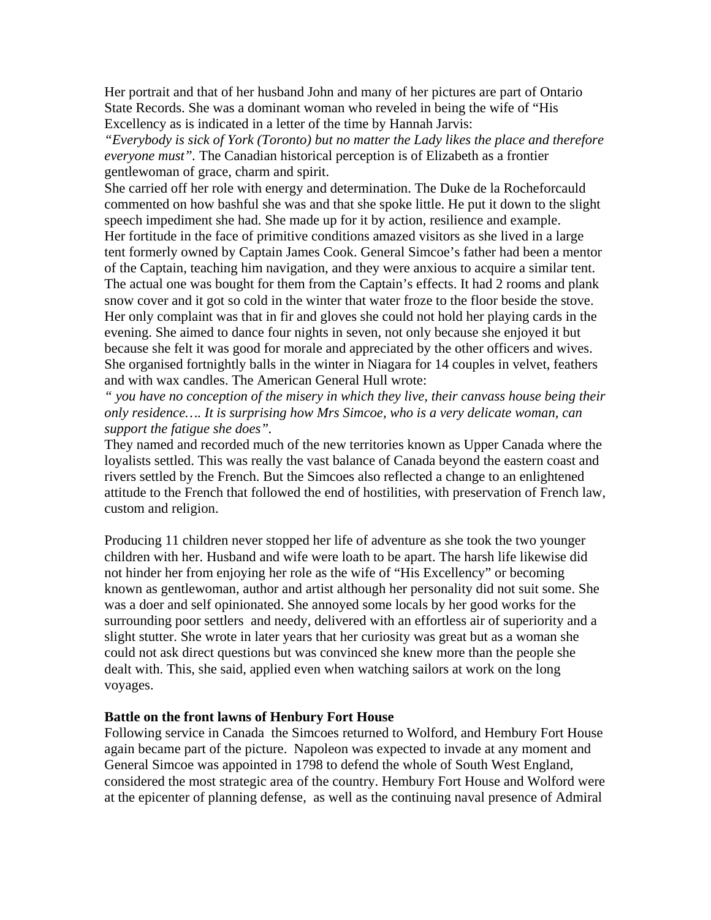Her portrait and that of her husband John and many of her pictures are part of Ontario State Records. She was a dominant woman who reveled in being the wife of "His Excellency as is indicated in a letter of the time by Hannah Jarvis:

*"Everybody is sick of York (Toronto) but no matter the Lady likes the place and therefore everyone must".* The Canadian historical perception is of Elizabeth as a frontier gentlewoman of grace, charm and spirit.

She carried off her role with energy and determination. The Duke de la Rocheforcauld commented on how bashful she was and that she spoke little. He put it down to the slight speech impediment she had. She made up for it by action, resilience and example.

Her fortitude in the face of primitive conditions amazed visitors as she lived in a large tent formerly owned by Captain James Cook. General Simcoe's father had been a mentor of the Captain, teaching him navigation, and they were anxious to acquire a similar tent. The actual one was bought for them from the Captain's effects. It had 2 rooms and plank snow cover and it got so cold in the winter that water froze to the floor beside the stove. Her only complaint was that in fir and gloves she could not hold her playing cards in the evening. She aimed to dance four nights in seven, not only because she enjoyed it but because she felt it was good for morale and appreciated by the other officers and wives. She organised fortnightly balls in the winter in Niagara for 14 couples in velvet, feathers and with wax candles. The American General Hull wrote:

*" you have no conception of the misery in which they live, their canvass house being their only residence…. It is surprising how Mrs Simcoe, who is a very delicate woman, can support the fatigue she does".*

They named and recorded much of the new territories known as Upper Canada where the loyalists settled. This was really the vast balance of Canada beyond the eastern coast and rivers settled by the French. But the Simcoes also reflected a change to an enlightened attitude to the French that followed the end of hostilities, with preservation of French law, custom and religion.

Producing 11 children never stopped her life of adventure as she took the two younger children with her. Husband and wife were loath to be apart. The harsh life likewise did not hinder her from enjoying her role as the wife of "His Excellency" or becoming known as gentlewoman, author and artist although her personality did not suit some. She was a doer and self opinionated. She annoyed some locals by her good works for the surrounding poor settlers and needy, delivered with an effortless air of superiority and a slight stutter. She wrote in later years that her curiosity was great but as a woman she could not ask direct questions but was convinced she knew more than the people she dealt with. This, she said, applied even when watching sailors at work on the long voyages.

**Battle on the front lawns of Henbury Fort House**

Following service in Canada the Simcoes returned to Wolford, and Hembury Fort House again became part of the picture. Napoleon was expected to invade at any moment and General Simcoe was appointed in 1798 to defend the whole of South West England, considered the most strategic area of the country. Hembury Fort House and Wolford were at the epicenter of planning defense, as well as the continuing naval presence of Admiral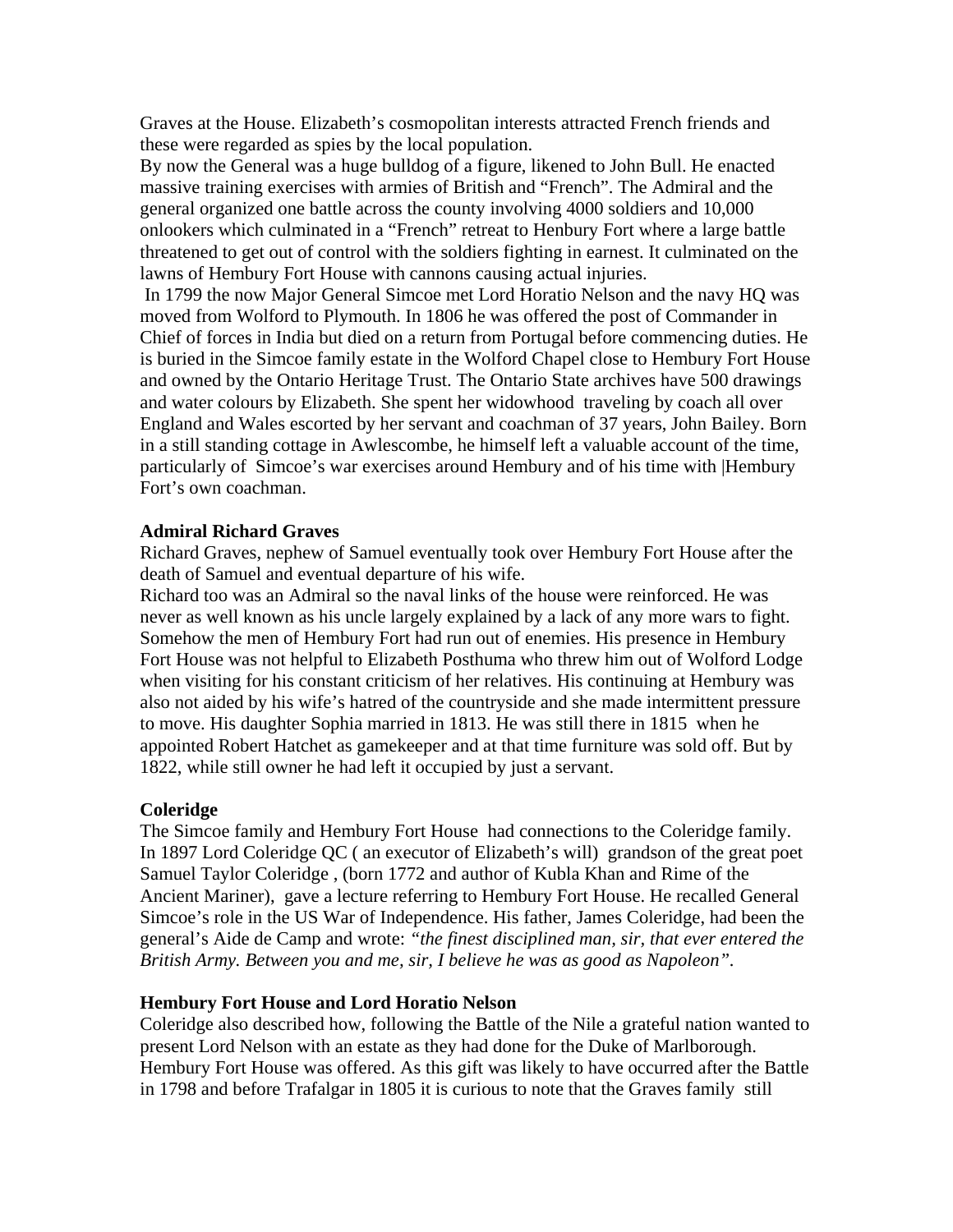Graves at the House. Elizabeth's cosmopolitan interests attracted French friends and these were regarded as spies by the local population.

By now the General was a huge bulldog of a figure, likened to John Bull. He enacted massive training exercises with armies of British and "French". The Admiral and the general organized one battle across the county involving 4000 soldiers and 10,000 onlookers which culminated in a "French" retreat to Henbury Fort where a large battle threatened to get out of control with the soldiers fighting in earnest. It culminated on the lawns of Hembury Fort House with cannons causing actual injuries.

In 1799 the now Major General Simcoe met Lord Horatio Nelson and the navy HQ was moved from Wolford to Plymouth. In 1806 he was offered the post of Commander in Chief of forces in India but died on a return from Portugal before commencing duties. He is buried in the Simcoe family estate in the Wolford Chapel close to Hembury Fort House and owned by the Ontario Heritage Trust. The Ontario State archives have 500 drawings and water colours by Elizabeth. She spent her widowhood traveling by coach all over England and Wales escorted by her servant and coachman of 37 years, John Bailey. Born in a still standing cottage in Awlescombe, he himself left a valuable account of the time, particularly of Simcoe's war exercises around Hembury and of his time with |Hembury Fort's own coachman.

**Admiral Richard Graves**

Richard Graves, nephew of Samuel eventually took over Hembury Fort House after the death of Samuel and eventual departure of his wife.

Richard too was an Admiral so the naval links of the house were reinforced. He was never as well known as his uncle largely explained by a lack of any more wars to fight. Somehow the men of Hembury Fort had run out of enemies. His presence in Hembury Fort House was not helpful to Elizabeth Posthuma who threw him out of Wolford Lodge when visiting for his constant criticism of her relatives. His continuing at Hembury was also not aided by his wife's hatred of the countryside and she made intermittent pressure to move. His daughter Sophia married in 1813. He was still there in 1815 when he appointed Robert Hatchet as gamekeeper and at that time furniture was sold off. But by 1822, while still owner he had left it occupied by just a servant.

**Coleridge**

The Simcoe family and Hembury Fort House had connections to the Coleridge family. In 1897 Lord Coleridge QC ( an executor of Elizabeth's will) grandson of the great poet Samuel Taylor Coleridge , (born 1772 and author of Kubla Khan and Rime of the Ancient Mariner), gave a lecture referring to Hembury Fort House. He recalled General Simcoe's role in the US War of Independence. His father, James Coleridge, had been the general's Aide de Camp and wrote: *"the finest disciplined man, sir, that ever entered the British Army. Between you and me, sir, I believe he was as good as Napoleon"*.

**Hembury Fort House and Lord Horatio Nelson**

Coleridge also described how, following the Battle of the Nile a grateful nation wanted to present Lord Nelson with an estate as they had done for the Duke of Marlborough. Hembury Fort House was offered. As this gift was likely to have occurred after the Battle in 1798 and before Trafalgar in 1805 it is curious to note that the Graves family still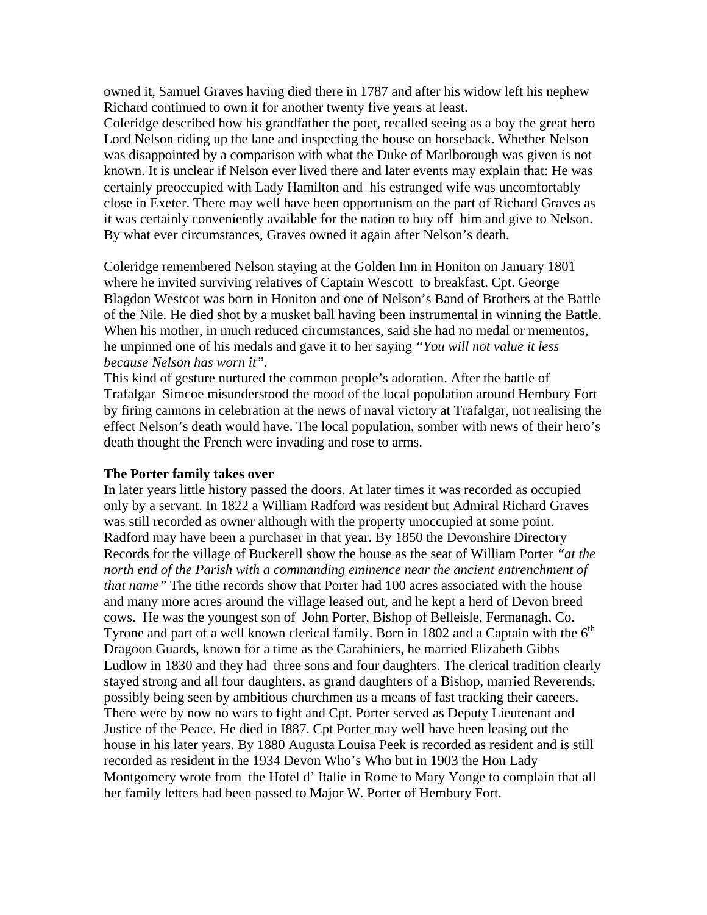owned it, Samuel Graves having died there in 1787 and after his widow left his nephew Richard continued to own it for another twenty five years at least.
Coleridge described how his grandfather the poet, recalled seeing as a boy the great hero Lord Nelson riding up the lane and inspecting the house on horseback. Whether Nelson was disappointed by a comparison with what the Duke of Marlborough was given is not known. It is unclear if Nelson ever lived there and later events may explain that: He was certainly preoccupied with Lady Hamilton and his estranged wife was uncomfortably close in Exeter. There may well have been opportunism on the part of Richard Graves as it was certainly conveniently available for the nation to buy off him and give to Nelson. By what ever circumstances, Graves owned it again after Nelson's death.

Coleridge remembered Nelson staying at the Golden Inn in Honiton on January 1801 where he invited surviving relatives of Captain Wescott to breakfast. Cpt. George Blagdon Westcot was born in Honiton and one of Nelson's Band of Brothers at the Battle of the Nile. He died shot by a musket ball having been instrumental in winning the Battle. When his mother, in much reduced circumstances, said she had no medal or mementos, he unpinned one of his medals and gave it to her saying *"You will not value it less because Nelson has worn it".*
This kind of gesture nurtured the common people's adoration. After the battle of Trafalgar Simcoe misunderstood the mood of the local population around Hembury Fort by firing cannons in celebration at the news of naval victory at Trafalgar, not realising the effect Nelson's death would have. The local population, somber with news of their hero's death thought the French were invading and rose to arms.

**The Porter family takes over**
In later years little history passed the doors. At later times it was recorded as occupied only by a servant. In 1822 a William Radford was resident but Admiral Richard Graves was still recorded as owner although with the property unoccupied at some point. Radford may have been a purchaser in that year. By 1850 the Devonshire Directory Records for the village of Buckerell show the house as the seat of William Porter *"at the north end of the Parish with a commanding eminence near the ancient entrenchment of that name"* The tithe records show that Porter had 100 acres associated with the house and many more acres around the village leased out, and he kept a herd of Devon breed cows. He was the youngest son of John Porter, Bishop of Belleisle, Fermanagh, Co. Tyrone and part of a well known clerical family. Born in 1802 and a Captain with the 6th Dragoon Guards, known for a time as the Carabiniers, he married Elizabeth Gibbs Ludlow in 1830 and they had three sons and four daughters. The clerical tradition clearly stayed strong and all four daughters, as grand daughters of a Bishop, married Reverends, possibly being seen by ambitious churchmen as a means of fast tracking their careers. There were by now no wars to fight and Cpt. Porter served as Deputy Lieutenant and Justice of the Peace. He died in I887. Cpt Porter may well have been leasing out the house in his later years. By 1880 Augusta Louisa Peek is recorded as resident and is still recorded as resident in the 1934 Devon Who's Who but in 1903 the Hon Lady Montgomery wrote from the Hotel d' Italie in Rome to Mary Yonge to complain that all her family letters had been passed to Major W. Porter of Hembury Fort.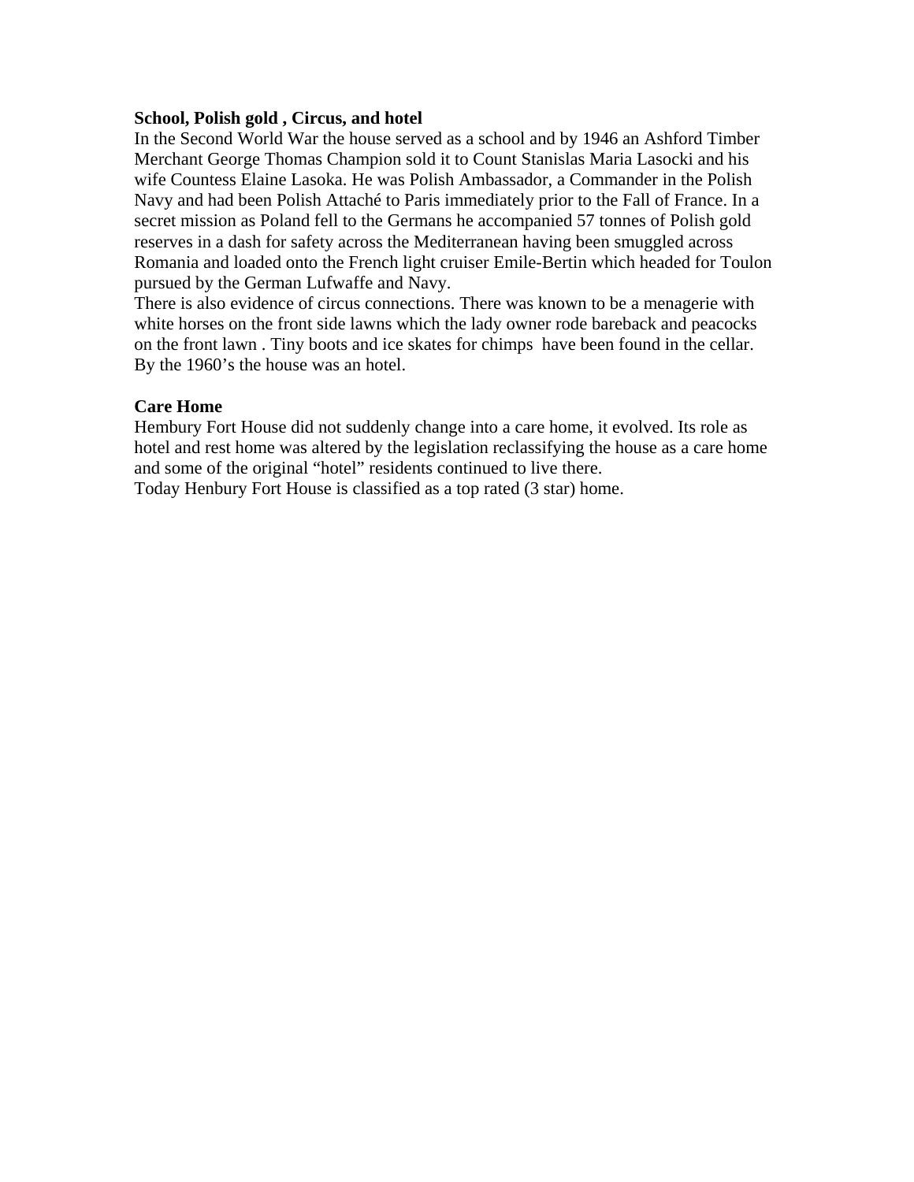**School, Polish gold , Circus, and hotel**

In the Second World War the house served as a school and by 1946 an Ashford Timber Merchant George Thomas Champion sold it to Count Stanislas Maria Lasocki and his wife Countess Elaine Lasoka. He was Polish Ambassador, a Commander in the Polish Navy and had been Polish Attaché to Paris immediately prior to the Fall of France. In a secret mission as Poland fell to the Germans he accompanied 57 tonnes of Polish gold reserves in a dash for safety across the Mediterranean having been smuggled across Romania and loaded onto the French light cruiser Emile-Bertin which headed for Toulon pursued by the German Lufwaffe and Navy.

There is also evidence of circus connections. There was known to be a menagerie with white horses on the front side lawns which the lady owner rode bareback and peacocks on the front lawn . Tiny boots and ice skates for chimps have been found in the cellar. By the 1960's the house was an hotel.

**Care Home**

Hembury Fort House did not suddenly change into a care home, it evolved. Its role as hotel and rest home was altered by the legislation reclassifying the house as a care home and some of the original "hotel" residents continued to live there.

Today Henbury Fort House is classified as a top rated (3 star) home.